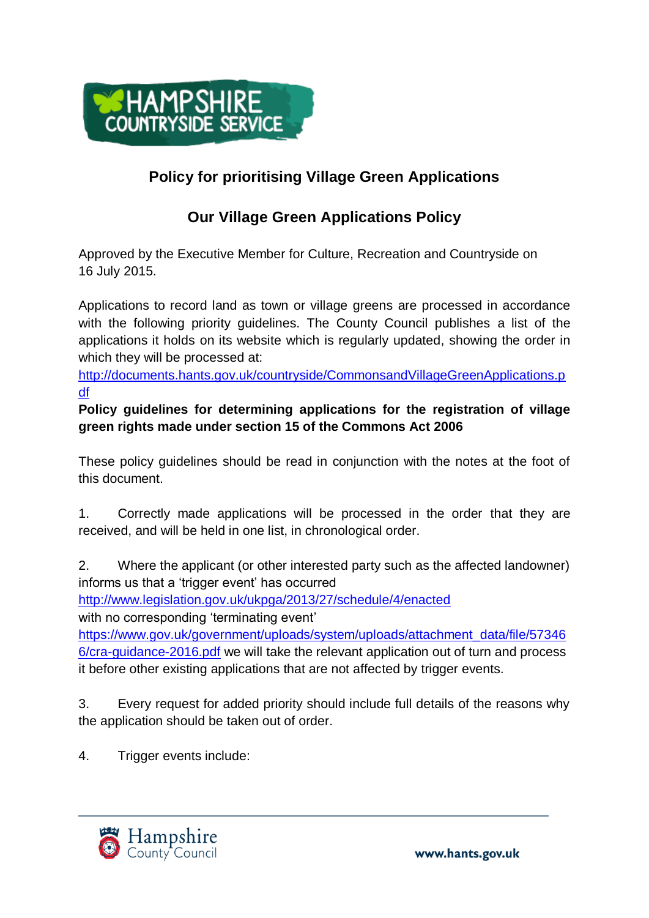# Policy for prioritising Village Green Applications

## Our Village Green Applications Policy

Approved by the Executive Member for Culture, Recreation and Countryside on 16 July 2015.

Applications to record land as town or village greens are processed in accordance with the following priority guidelines. The County Council publishes a list of the applications it holds on its website which is regularly updated, showing the order in which they will be processed at:
http://documents.hants.gov.uk/countryside/CommonsandVillageGreenApplications.pdf

**Policy guidelines for determining applications for the registration of village green rights made under section 15 of the Commons Act 2006**

These policy guidelines should be read in conjunction with the notes at the foot of this document.

1. Correctly made applications will be processed in the order that they are received, and will be held in one list, in chronological order.

2. Where the applicant (or other interested party such as the affected landowner) informs us that a 'trigger event' has occurred http://www.legislation.gov.uk/ukpga/2013/27/schedule/4/enacted with no corresponding 'terminating event' https://www.gov.uk/government/uploads/system/uploads/attachment_data/file/573466/cra-guidance-2016.pdf we will take the relevant application out of turn and process it before other existing applications that are not affected by trigger events.

3. Every request for added priority should include full details of the reasons why the application should be taken out of order.

4. Trigger events include: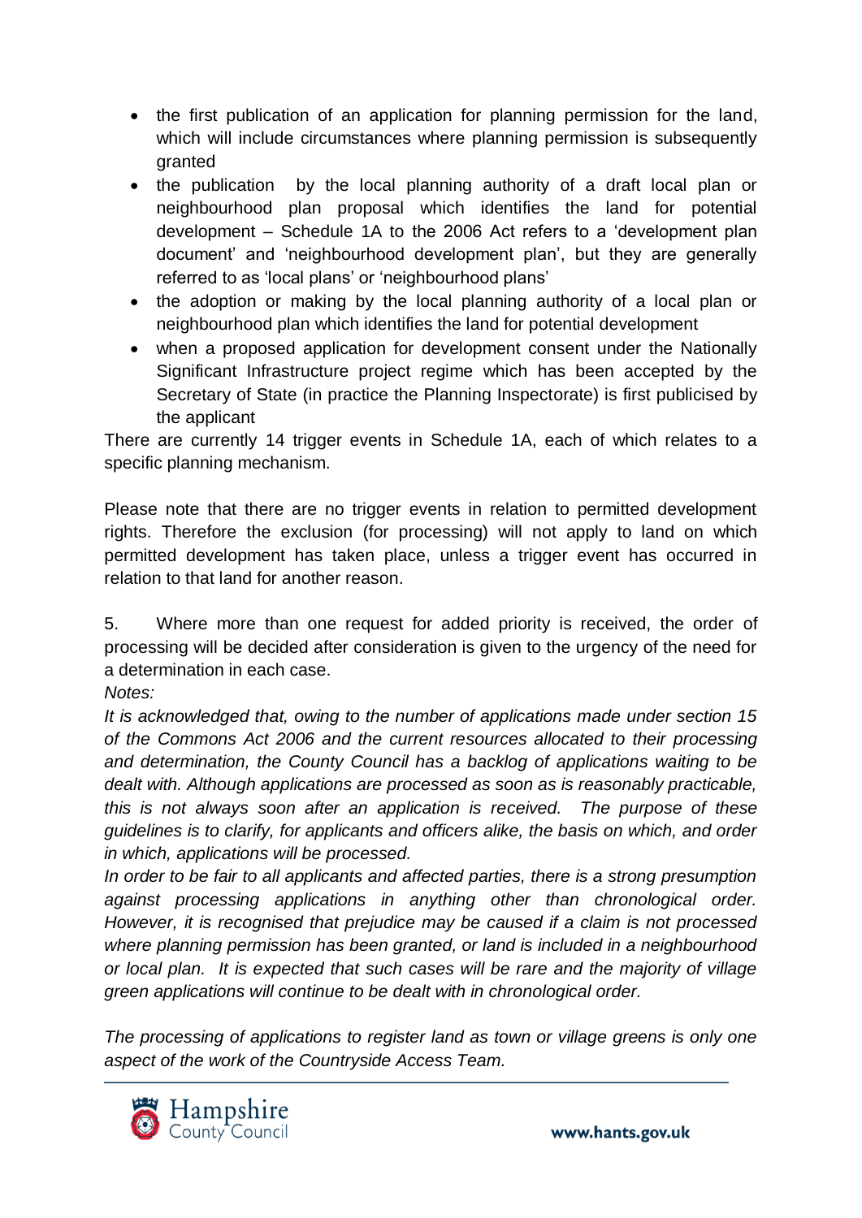- the first publication of an application for planning permission for the land, which will include circumstances where planning permission is subsequently granted
- the publication by the local planning authority of a draft local plan or neighbourhood plan proposal which identifies the land for potential development – Schedule 1A to the 2006 Act refers to a 'development plan document' and 'neighbourhood development plan', but they are generally referred to as 'local plans' or 'neighbourhood plans'
- the adoption or making by the local planning authority of a local plan or neighbourhood plan which identifies the land for potential development
- when a proposed application for development consent under the Nationally Significant Infrastructure project regime which has been accepted by the Secretary of State (in practice the Planning Inspectorate) is first publicised by the applicant

There are currently 14 trigger events in Schedule 1A, each of which relates to a specific planning mechanism.

Please note that there are no trigger events in relation to permitted development rights. Therefore the exclusion (for processing) will not apply to land on which permitted development has taken place, unless a trigger event has occurred in relation to that land for another reason.

5. Where more than one request for added priority is received, the order of processing will be decided after consideration is given to the urgency of the need for a determination in each case.

*Notes:*

*It is acknowledged that, owing to the number of applications made under section 15 of the Commons Act 2006 and the current resources allocated to their processing and determination, the County Council has a backlog of applications waiting to be dealt with. Although applications are processed as soon as is reasonably practicable, this is not always soon after an application is received. The purpose of these guidelines is to clarify, for applicants and officers alike, the basis on which, and order in which, applications will be processed.*

*In order to be fair to all applicants and affected parties, there is a strong presumption against processing applications in anything other than chronological order. However, it is recognised that prejudice may be caused if a claim is not processed where planning permission has been granted, or land is included in a neighbourhood or local plan. It is expected that such cases will be rare and the majority of village green applications will continue to be dealt with in chronological order.*

*The processing of applications to register land as town or village greens is only one aspect of the work of the Countryside Access Team.*